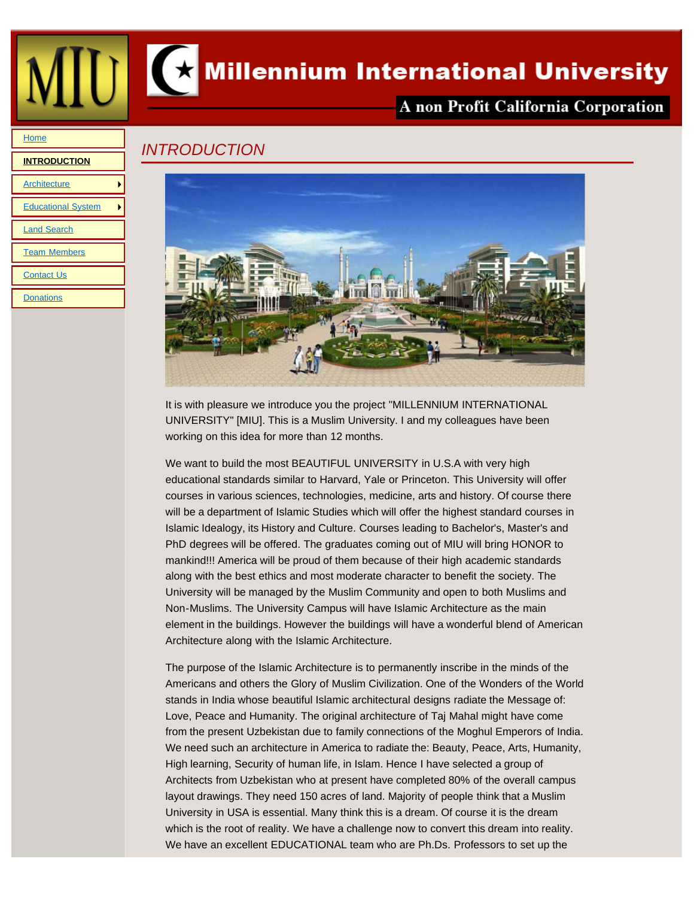# Millennium International University

A non Profit California Corporation

- Home
- **INTRODUCTION**
- Architecture
- Educational System
- Land Search
- Team Members
- Contact Us
- Donations

## *INTRODUCTION*

It is with pleasure we introduce you the project "MILLENNIUM INTERNATIONAL UNIVERSITY" [MIU]. This is a Muslim University. I and my colleagues have been working on this idea for more than 12 months.

We want to build the most BEAUTIFUL UNIVERSITY in U.S.A with very high educational standards similar to Harvard, Yale or Princeton. This University will offer courses in various sciences, technologies, medicine, arts and history. Of course there will be a department of Islamic Studies which will offer the highest standard courses in Islamic Idealogy, its History and Culture. Courses leading to Bachelor's, Master's and PhD degrees will be offered. The graduates coming out of MIU will bring HONOR to mankind!!! America will be proud of them because of their high academic standards along with the best ethics and most moderate character to benefit the society. The University will be managed by the Muslim Community and open to both Muslims and Non-Muslims. The University Campus will have Islamic Architecture as the main element in the buildings. However the buildings will have a wonderful blend of American Architecture along with the Islamic Architecture.

The purpose of the Islamic Architecture is to permanently inscribe in the minds of the Americans and others the Glory of Muslim Civilization. One of the Wonders of the World stands in India whose beautiful Islamic architectural designs radiate the Message of: Love, Peace and Humanity. The original architecture of Taj Mahal might have come from the present Uzbekistan due to family connections of the Moghul Emperors of India. We need such an architecture in America to radiate the: Beauty, Peace, Arts, Humanity, High learning, Security of human life, in Islam. Hence I have selected a group of Architects from Uzbekistan who at present have completed 80% of the overall campus layout drawings. They need 150 acres of land. Majority of people think that a Muslim University in USA is essential. Many think this is a dream. Of course it is the dream which is the root of reality. We have a challenge now to convert this dream into reality. We have an excellent EDUCATIONAL team who are Ph.Ds. Professors to set up the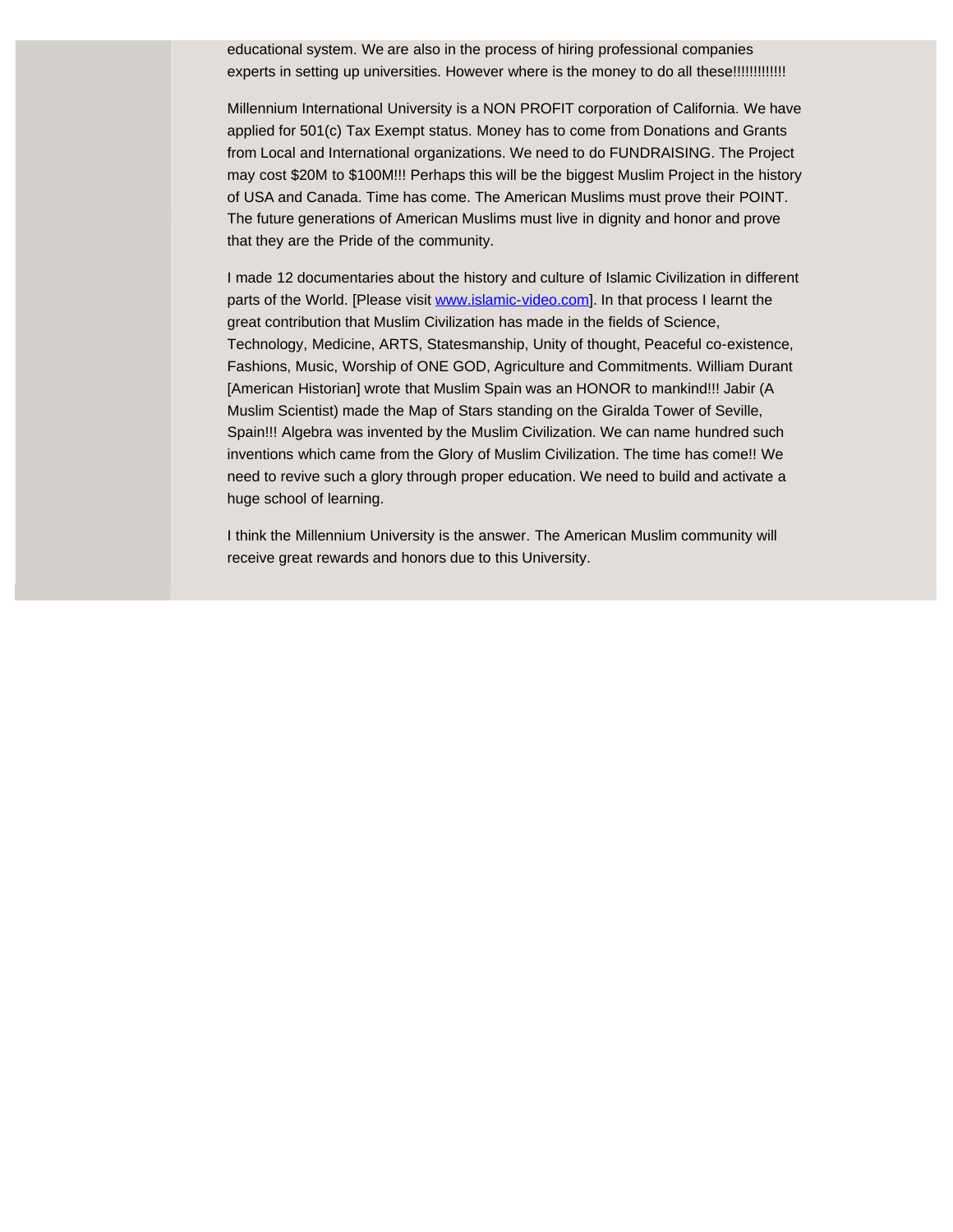educational system. We are also in the process of hiring professional companies experts in setting up universities. However where is the money to do all these!!!!!!!!!!!!

Millennium International University is a NON PROFIT corporation of California. We have applied for 501(c) Tax Exempt status. Money has to come from Donations and Grants from Local and International organizations. We need to do FUNDRAISING. The Project may cost $20M to $100M!!! Perhaps this will be the biggest Muslim Project in the history of USA and Canada. Time has come. The American Muslims must prove their POINT. The future generations of American Muslims must live in dignity and honor and prove that they are the Pride of the community.

I made 12 documentaries about the history and culture of Islamic Civilization in different parts of the World. [Please visit www.islamic-video.com]. In that process I learnt the great contribution that Muslim Civilization has made in the fields of Science, Technology, Medicine, ARTS, Statesmanship, Unity of thought, Peaceful co-existence, Fashions, Music, Worship of ONE GOD, Agriculture and Commitments. William Durant [American Historian] wrote that Muslim Spain was an HONOR to mankind!!! Jabir (A Muslim Scientist) made the Map of Stars standing on the Giralda Tower of Seville, Spain!!! Algebra was invented by the Muslim Civilization. We can name hundred such inventions which came from the Glory of Muslim Civilization. The time has come!! We need to revive such a glory through proper education. We need to build and activate a huge school of learning.

I think the Millennium University is the answer. The American Muslim community will receive great rewards and honors due to this University.